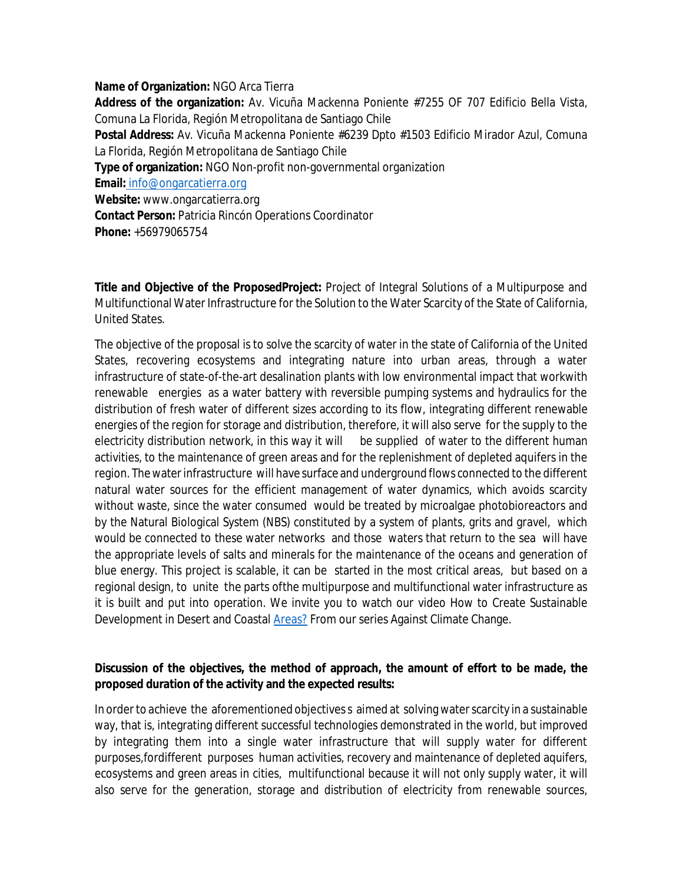**Name of Organization:** NGO Arca Tierra
**Address of the organization:** Av. Vicuña Mackenna Poniente #7255 OF 707 Edificio Bella Vista, Comuna La Florida, Región Metropolitana de Santiago Chile
**Postal Address:** Av. Vicuña Mackenna Poniente #6239 Dpto #1503 Edificio Mirador Azul, Comuna La Florida, Región Metropolitana de Santiago Chile
**Type of organization:** NGO Non-profit non-governmental organization
**Email:** info@ongarcatierra.org
**Website:** www.ongarcatierra.org
**Contact Person:** Patricia Rincón Operations Coordinator
**Phone:** +56979065754

**Title and Objective of the ProposedProject:** Project of Integral Solutions of a Multipurpose and Multifunctional Water Infrastructure for the Solution to the Water Scarcity of the State of California, United States.

The objective of the proposal is to solve the scarcity of water in the state of California of the United States, recovering ecosystems and integrating nature into urban areas, through a water infrastructure of state-of-the-art desalination plants with low environmental impact that workwith renewable energies as a water battery with reversible pumping systems and hydraulics for the distribution of fresh water of different sizes according to its flow, integrating different renewable energies of the region for storage and distribution, therefore, it will also serve for the supply to the electricity distribution network, in this way it will be supplied of water to the different human activities, to the maintenance of green areas and for the replenishment of depleted aquifers in the region. The water infrastructure will have surface and underground flows connected to the different natural water sources for the efficient management of water dynamics, which avoids scarcity without waste, since the water consumed would be treated by microalgae photobioreactors and by the Natural Biological System (NBS) constituted by a system of plants, grits and gravel, which would be connected to these water networks and those waters that return to the sea will have the appropriate levels of salts and minerals for the maintenance of the oceans and generation of blue energy. This project is scalable, it can be started in the most critical areas, but based on a regional design, to unite the parts ofthe multipurpose and multifunctional water infrastructure as it is built and put into operation. We invite you to watch our video How to Create Sustainable Development in Desert and Coastal Areas? From our series Against Climate Change.

**Discussion of the objectives, the method of approach, the amount of effort to be made, the proposed duration of the activity and the expected results:**

In order to achieve the aforementioned objectives s aimed at solving water scarcity in a sustainable way, that is, integrating different successful technologies demonstrated in the world, but improved by integrating them into a single water infrastructure that will supply water for different purposes,fordifferent purposes human activities, recovery and maintenance of depleted aquifers, ecosystems and green areas in cities, multifunctional because it will not only supply water, it will also serve for the generation, storage and distribution of electricity from renewable sources,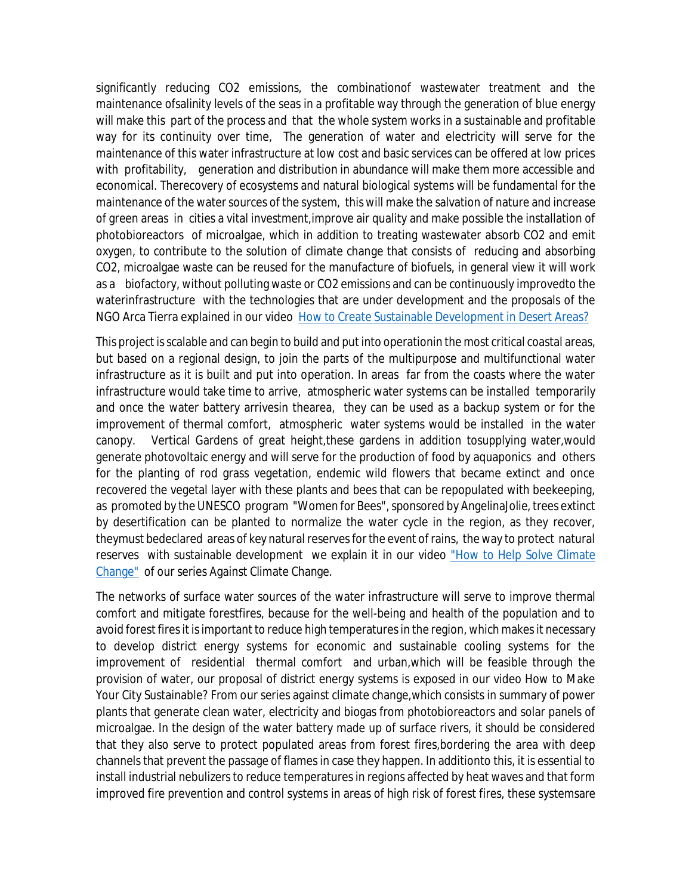significantly reducing $CO_2$ emissions, the combinationof wastewater treatment and the maintenance ofsalinity levels of the seas in a profitable way through the generation of blue energy will make this part of the process and that the whole system works in a sustainable and profitable way for its continuity over time, The generation of water and electricity will serve for the maintenance of this water infrastructure at low cost and basic services can be offered at low prices with profitability, generation and distribution in abundance will make them more accessible and economical. Therecovery of ecosystems and natural biological systems will be fundamental for the maintenance of the water sources of the system, this will make the salvation of nature and increase of green areas in cities a vital investment,improve air quality and make possible the installation of photobioreactors of microalgae, which in addition to treating wastewater absorb $CO_2$ and emit oxygen, to contribute to the solution of climate change that consists of reducing and absorbing $CO_2$, microalgae waste can be reused for the manufacture of biofuels, in general view it will work as a biofactory, without polluting waste or $CO_2$ emissions and can be continuously improvedto the waterinfrastructure with the technologies that are under development and the proposals of the NGO Arca Tierra explained in our video How to Create Sustainable Development in Desert Areas?

This project is scalable and can begin to build and put into operationin the most critical coastal areas, but based on a regional design, to join the parts of the multipurpose and multifunctional water infrastructure as it is built and put into operation. In areas far from the coasts where the water infrastructure would take time to arrive, atmospheric water systems can be installed temporarily and once the water battery arrivesin thearea, they can be used as a backup system or for the improvement of thermal comfort, atmospheric water systems would be installed in the water canopy. Vertical Gardens of great height,these gardens in addition tosupplying water,would generate photovoltaic energy and will serve for the production of food by aquaponics and others for the planting of rod grass vegetation, endemic wild flowers that became extinct and once recovered the vegetal layer with these plants and bees that can be repopulated with beekeeping, as promoted by the UNESCO program "Women for Bees", sponsored by AngelinaJolie, trees extinct by desertification can be planted to normalize the water cycle in the region, as they recover, theymust bedeclared areas of key natural reserves for the event of rains, the way to protect natural reserves with sustainable development we explain it in our video "How to Help Solve Climate Change" of our series Against Climate Change.

The networks of surface water sources of the water infrastructure will serve to improve thermal comfort and mitigate forestfires, because for the well-being and health of the population and to avoid forest fires it is important to reduce high temperatures in the region, which makes it necessary to develop district energy systems for economic and sustainable cooling systems for the improvement of residential thermal comfort and urban,which will be feasible through the provision of water, our proposal of district energy systems is exposed in our video How to Make Your City Sustainable? From our series against climate change,which consists in summary of power plants that generate clean water, electricity and biogas from photobioreactors and solar panels of microalgae. In the design of the water battery made up of surface rivers, it should be considered that they also serve to protect populated areas from forest fires,bordering the area with deep channels that prevent the passage of flames in case they happen. In additionto this, it is essential to install industrial nebulizers to reduce temperatures in regions affected by heat waves and that form improved fire prevention and control systems in areas of high risk of forest fires, these systemsare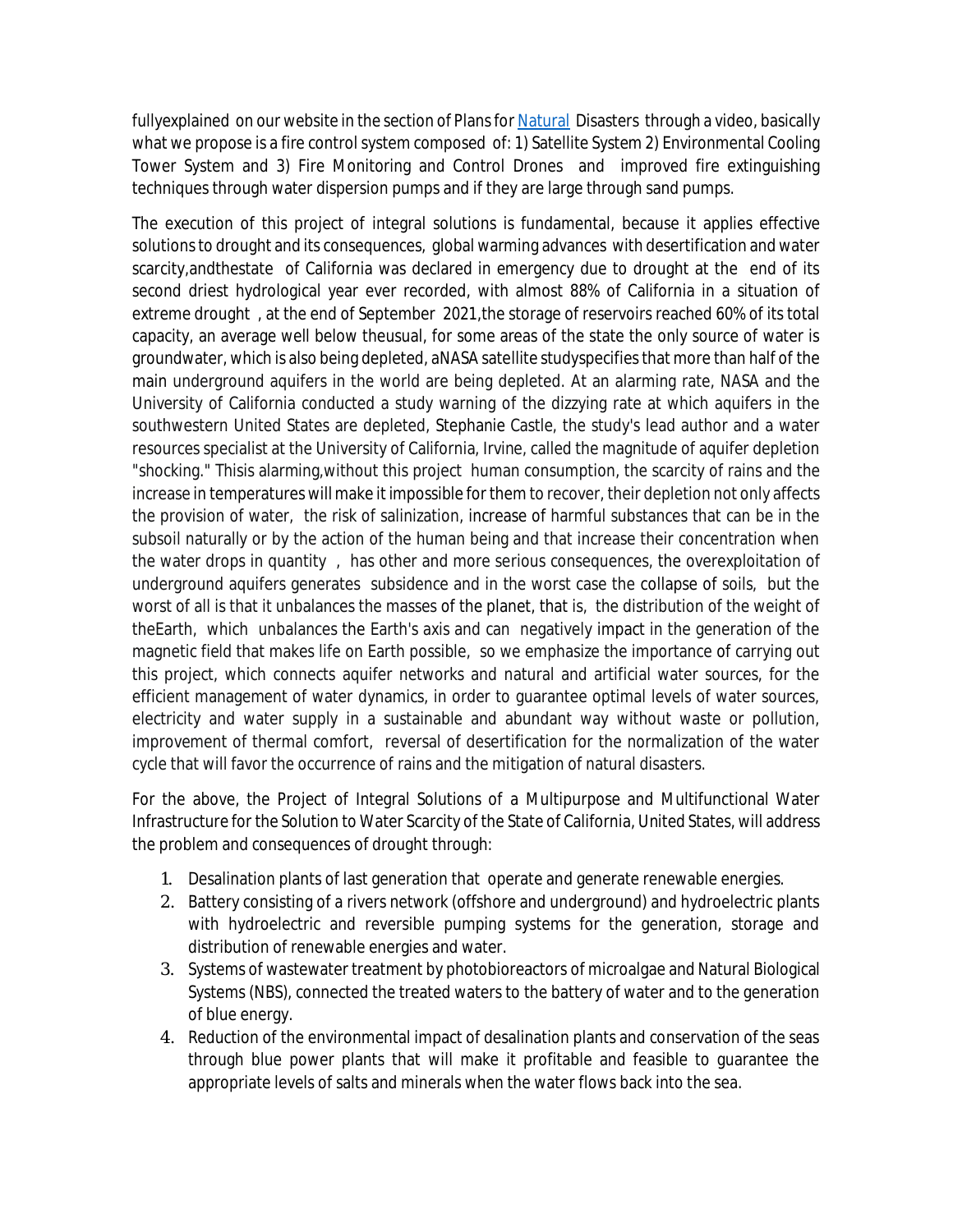fullyexplained on our website in the section of Plans for [Natural](Natural) Disasters through a video, basically what we propose is a fire control system composed of: 1) Satellite System 2) Environmental Cooling Tower System and 3) Fire Monitoring and Control Drones and improved fire extinguishing techniques through water dispersion pumps and if they are large through sand pumps.

The execution of this project of integral solutions is fundamental, because it applies effective solutions to drought and its consequences, global warming advances with desertification and water scarcity,andthestate of California was declared in emergency due to drought at the end of its second driest hydrological year ever recorded, with almost 88% of California in a situation of extreme drought , at the end of September 2021,the storage of reservoirs reached 60% of its total capacity, an average well below theusual, for some areas of the state the only source of water is groundwater, which is also being depleted, aNASA satellite studyspecifies that more than half of the main underground aquifers in the world are being depleted. At an alarming rate, NASA and the University of California conducted a study warning of the dizzying rate at which aquifers in the southwestern United States are depleted, Stephanie Castle, the study's lead author and a water resources specialist at the University of California, Irvine, called the magnitude of aquifer depletion "shocking." Thisis alarming,without this project human consumption, the scarcity of rains and the increase in temperatures will make it impossible for them to recover, their depletion not only affects the provision of water, the risk of salinization, increase of harmful substances that can be in the subsoil naturally or by the action of the human being and that increase their concentration when the water drops in quantity , has other and more serious consequences, the overexploitation of underground aquifers generates subsidence and in the worst case the collapse of soils, but the worst of all is that it unbalances the masses of the planet, that is, the distribution of the weight of theEarth, which unbalances the Earth's axis and can negatively impact in the generation of the magnetic field that makes life on Earth possible, so we emphasize the importance of carrying out this project, which connects aquifer networks and natural and artificial water sources, for the efficient management of water dynamics, in order to guarantee optimal levels of water sources, electricity and water supply in a sustainable and abundant way without waste or pollution, improvement of thermal comfort, reversal of desertification for the normalization of the water cycle that will favor the occurrence of rains and the mitigation of natural disasters.

For the above, the Project of Integral Solutions of a Multipurpose and Multifunctional Water Infrastructure for the Solution to Water Scarcity of the State of California, United States, will address the problem and consequences of drought through:

1. Desalination plants of last generation that operate and generate renewable energies.
2. Battery consisting of a rivers network (offshore and underground) and hydroelectric plants with hydroelectric and reversible pumping systems for the generation, storage and distribution of renewable energies and water.
3. Systems of wastewater treatment by photobioreactors of microalgae and Natural Biological Systems (NBS), connected the treated waters to the battery of water and to the generation of blue energy.
4. Reduction of the environmental impact of desalination plants and conservation of the seas through blue power plants that will make it profitable and feasible to guarantee the appropriate levels of salts and minerals when the water flows back into the sea.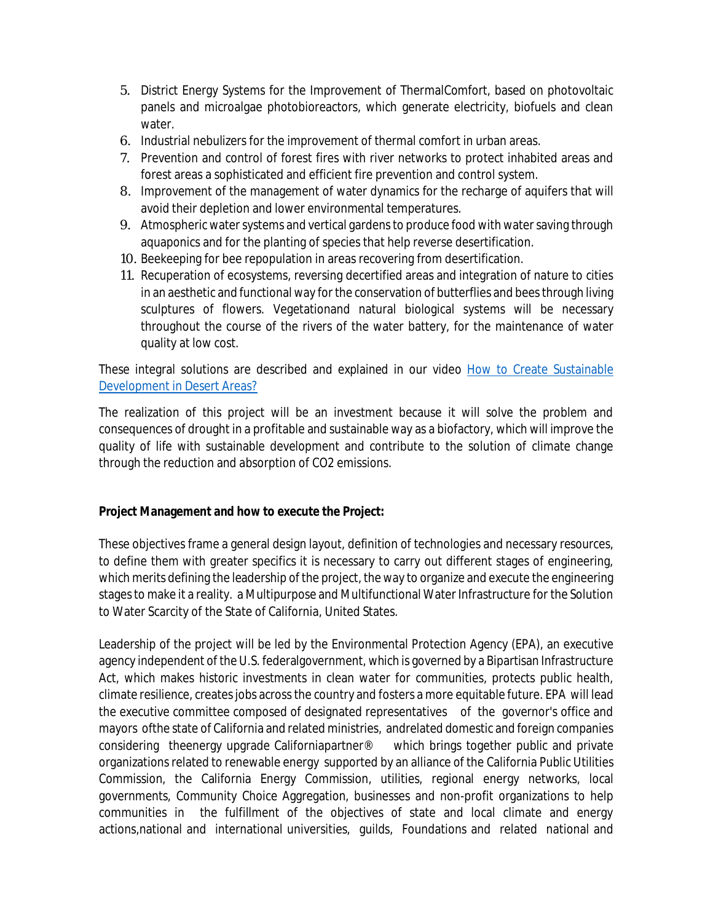5. District Energy Systems for the Improvement of ThermalComfort, based on photovoltaic panels and microalgae photobioreactors, which generate electricity, biofuels and clean water.
6. Industrial nebulizers for the improvement of thermal comfort in urban areas.
7. Prevention and control of forest fires with river networks to protect inhabited areas and forest areas a sophisticated and efficient fire prevention and control system.
8. Improvement of the management of water dynamics for the recharge of aquifers that will avoid their depletion and lower environmental temperatures.
9. Atmospheric water systems and vertical gardens to produce food with water saving through aquaponics and for the planting of species that help reverse desertification.
10. Beekeeping for bee repopulation in areas recovering from desertification.
11. Recuperation of ecosystems, reversing decertified areas and integration of nature to cities in an aesthetic and functional way for the conservation of butterflies and bees through living sculptures of flowers. Vegetationand natural biological systems will be necessary throughout the course of the rivers of the water battery, for the maintenance of water quality at low cost.

These integral solutions are described and explained in our video [How to Create Sustainable Development in Desert Areas?]

The realization of this project will be an investment because it will solve the problem and consequences of drought in a profitable and sustainable way as a biofactory, which will improve the quality of life with sustainable development and contribute to the solution of climate change through the reduction and absorption of $CO_2$ emissions.

**Project Management and how to execute the Project:**

These objectives frame a general design layout, definition of technologies and necessary resources, to define them with greater specifics it is necessary to carry out different stages of engineering, which merits defining the leadership of the project, the way to organize and execute the engineering stages to make it a reality. a Multipurpose and Multifunctional Water Infrastructure for the Solution to Water Scarcity of the State of California, United States.

Leadership of the project will be led by the Environmental Protection Agency (EPA), an executive agency independent of the U.S. federalgovernment, which is governed by a Bipartisan Infrastructure Act, which makes historic investments in clean water for communities, protects public health, climate resilience, creates jobs across the country and fosters a more equitable future. EPA will lead the executive committee composed of designated representatives of the governor's office and mayors ofthe state of California and related ministries, andrelated domestic and foreign companies considering theenergy upgrade Californiapartner® which brings together public and private organizations related to renewable energy supported by an alliance of the California Public Utilities Commission, the California Energy Commission, utilities, regional energy networks, local governments, Community Choice Aggregation, businesses and non-profit organizations to help communities in the fulfillment of the objectives of state and local climate and energy actions,national and international universities, guilds, Foundations and related national and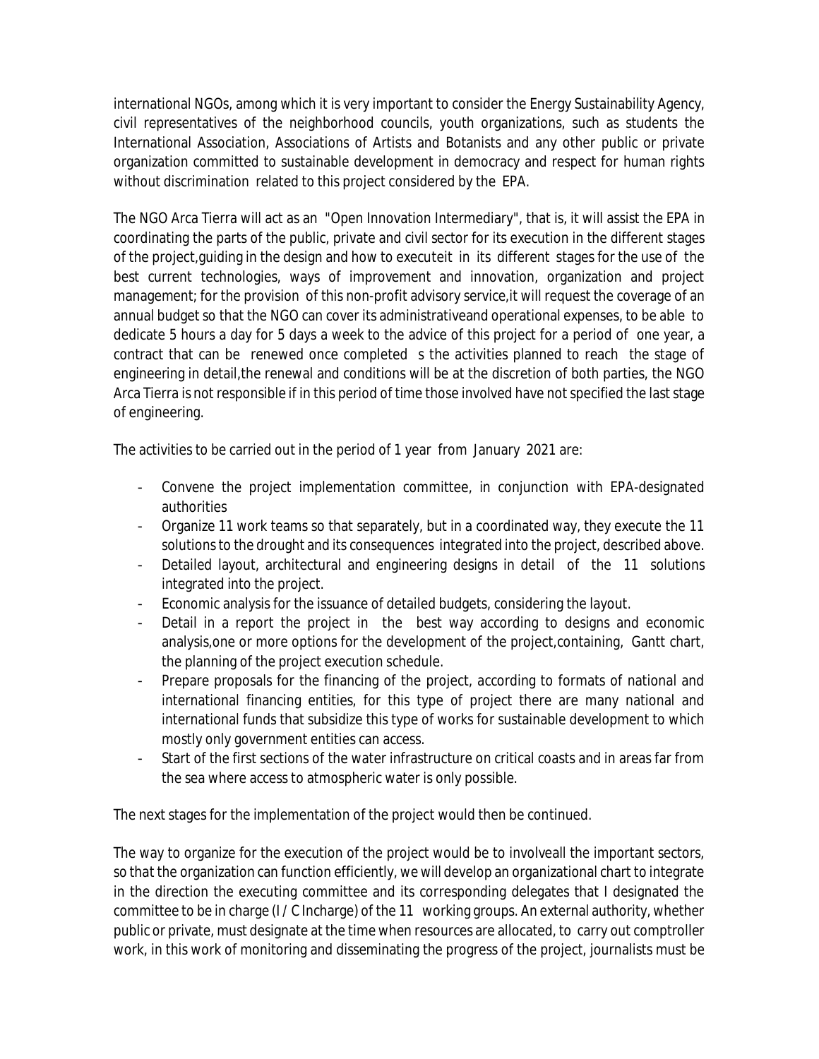international NGOs, among which it is very important to consider the Energy Sustainability Agency, civil representatives of the neighborhood councils, youth organizations, such as students the International Association, Associations of Artists and Botanists and any other public or private organization committed to sustainable development in democracy and respect for human rights without discrimination related to this project considered by the EPA.

The NGO Arca Tierra will act as an "Open Innovation Intermediary", that is, it will assist the EPA in coordinating the parts of the public, private and civil sector for its execution in the different stages of the project,guiding in the design and how to executeit in its different stages for the use of the best current technologies, ways of improvement and innovation, organization and project management; for the provision of this non-profit advisory service,it will request the coverage of an annual budget so that the NGO can cover its administrativeand operational expenses, to be able to dedicate 5 hours a day for 5 days a week to the advice of this project for a period of one year, a contract that can be renewed once completed s the activities planned to reach the stage of engineering in detail,the renewal and conditions will be at the discretion of both parties, the NGO Arca Tierra is not responsible if in this period of time those involved have not specified the last stage of engineering.

The activities to be carried out in the period of 1 year from January 2021 are:

- Convene the project implementation committee, in conjunction with EPA-designated authorities
- Organize 11 work teams so that separately, but in a coordinated way, they execute the 11 solutions to the drought and its consequences integrated into the project, described above.
- Detailed layout, architectural and engineering designs in detail of the 11 solutions integrated into the project.
- Economic analysis for the issuance of detailed budgets, considering the layout.
- Detail in a report the project in the best way according to designs and economic analysis,one or more options for the development of the project,containing, Gantt chart, the planning of the project execution schedule.
- Prepare proposals for the financing of the project, according to formats of national and international financing entities, for this type of project there are many national and international funds that subsidize this type of works for sustainable development to which mostly only government entities can access.
- Start of the first sections of the water infrastructure on critical coasts and in areas far from the sea where access to atmospheric water is only possible.

The next stages for the implementation of the project would then be continued.

The way to organize for the execution of the project would be to involveall the important sectors, so that the organization can function efficiently, we will develop an organizational chart to integrate in the direction the executing committee and its corresponding delegates that I designated the committee to be in charge (I / C Incharge) of the 11 working groups. An external authority, whether public or private, must designate at the time when resources are allocated, to carry out comptroller work, in this work of monitoring and disseminating the progress of the project, journalists must be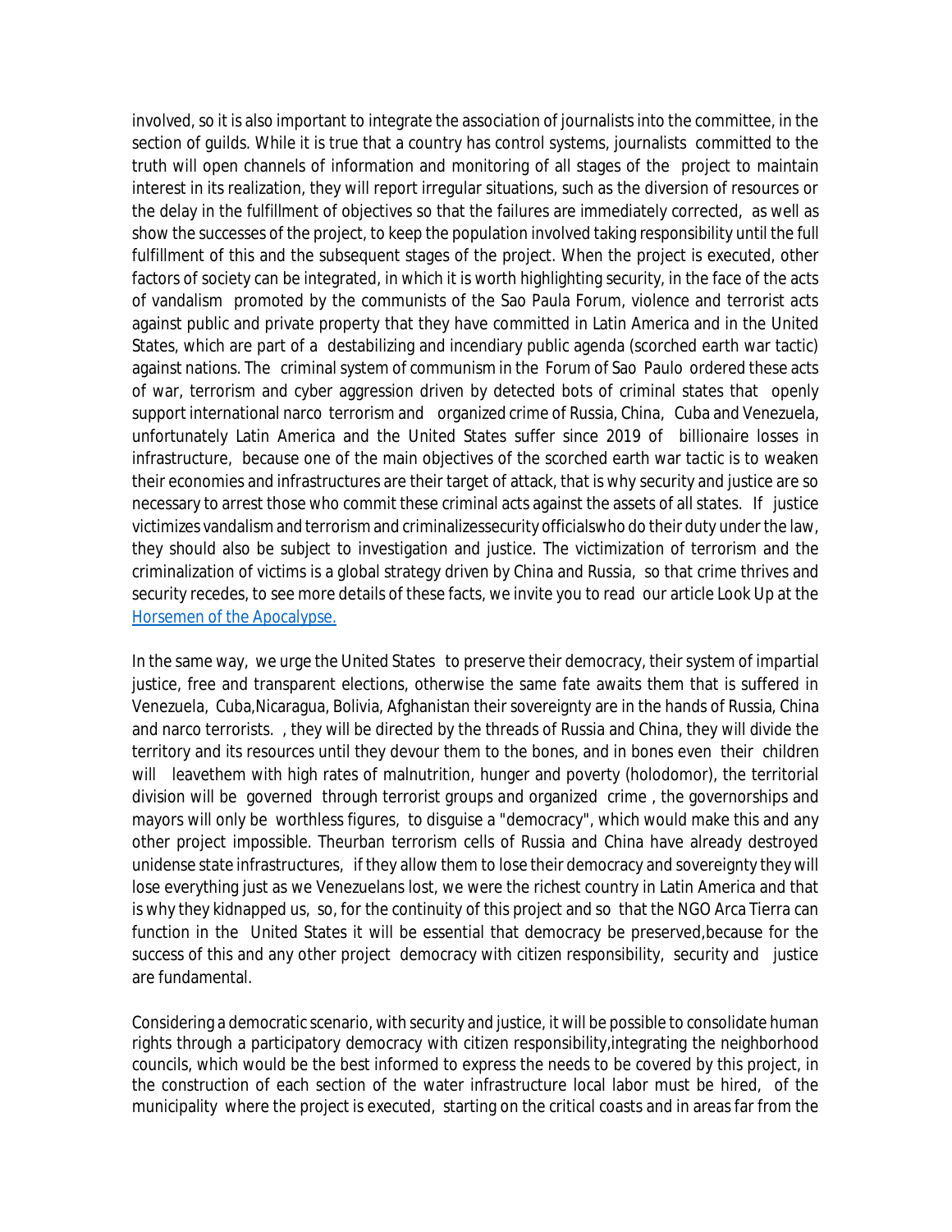involved, so it is also important to integrate the association of journalists into the committee, in the section of guilds. While it is true that a country has control systems, journalists committed to the truth will open channels of information and monitoring of all stages of the project to maintain interest in its realization, they will report irregular situations, such as the diversion of resources or the delay in the fulfillment of objectives so that the failures are immediately corrected, as well as show the successes of the project, to keep the population involved taking responsibility until the full fulfillment of this and the subsequent stages of the project. When the project is executed, other factors of society can be integrated, in which it is worth highlighting security, in the face of the acts of vandalism promoted by the communists of the Sao Paula Forum, violence and terrorist acts against public and private property that they have committed in Latin America and in the United States, which are part of a destabilizing and incendiary public agenda (scorched earth war tactic) against nations. The criminal system of communism in the Forum of Sao Paulo ordered these acts of war, terrorism and cyber aggression driven by detected bots of criminal states that openly support international narco terrorism and organized crime of Russia, China, Cuba and Venezuela, unfortunately Latin America and the United States suffer since 2019 of billionaire losses in infrastructure, because one of the main objectives of the scorched earth war tactic is to weaken their economies and infrastructures are their target of attack, that is why security and justice are so necessary to arrest those who commit these criminal acts against the assets of all states. If justice victimizes vandalism and terrorism and criminalizessecurity officialswho do their duty under the law, they should also be subject to investigation and justice. The victimization of terrorism and the criminalization of victims is a global strategy driven by China and Russia, so that crime thrives and security recedes, to see more details of these facts, we invite you to read our article Look Up at the [Horsemen of the Apocalypse.]

In the same way, we urge the United States to preserve their democracy, their system of impartial justice, free and transparent elections, otherwise the same fate awaits them that is suffered in Venezuela, Cuba,Nicaragua, Bolivia, Afghanistan their sovereignty are in the hands of Russia, China and narco terrorists. , they will be directed by the threads of Russia and China, they will divide the territory and its resources until they devour them to the bones, and in bones even their children will leavethem with high rates of malnutrition, hunger and poverty (holodomor), the territorial division will be governed through terrorist groups and organized crime , the governorships and mayors will only be worthless figures, to disguise a "democracy", which would make this and any other project impossible. Theurban terrorism cells of Russia and China have already destroyed unidense state infrastructures, if they allow them to lose their democracy and sovereignty they will lose everything just as we Venezuelans lost, we were the richest country in Latin America and that is why they kidnapped us, so, for the continuity of this project and so that the NGO Arca Tierra can function in the United States it will be essential that democracy be preserved,because for the success of this and any other project democracy with citizen responsibility, security and justice are fundamental.

Considering a democratic scenario, with security and justice, it will be possible to consolidate human rights through a participatory democracy with citizen responsibility,integrating the neighborhood councils, which would be the best informed to express the needs to be covered by this project, in the construction of each section of the water infrastructure local labor must be hired, of the municipality where the project is executed, starting on the critical coasts and in areas far from the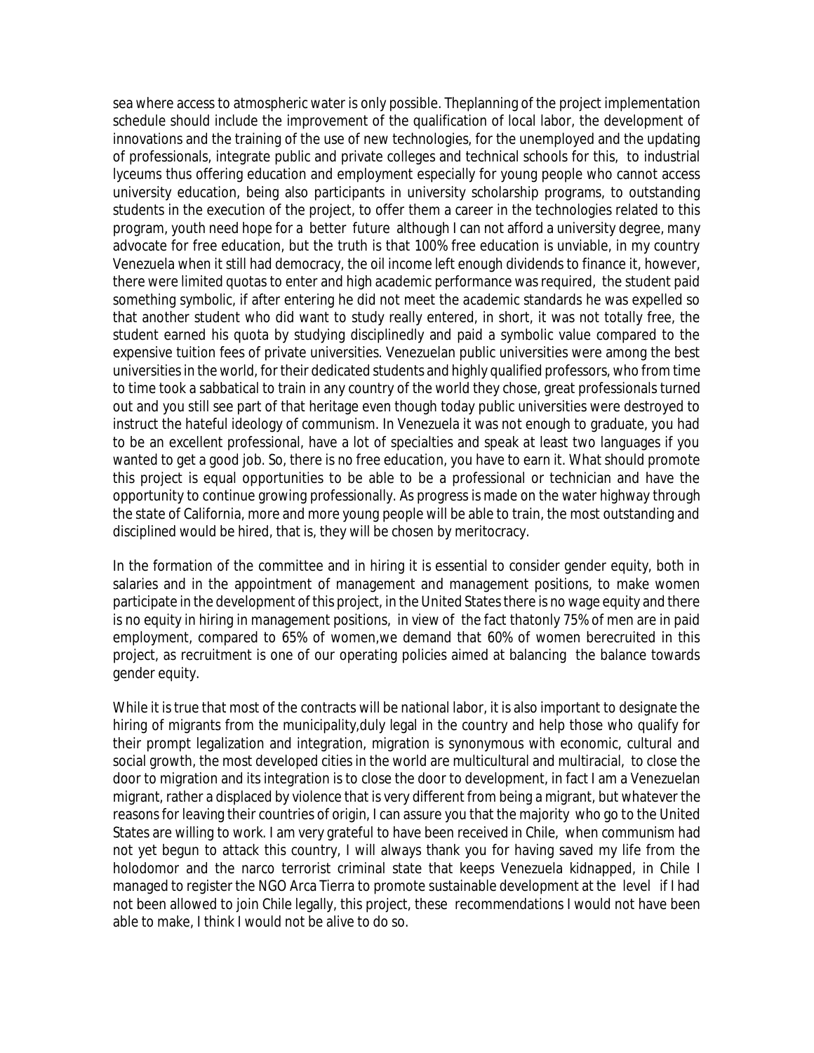sea where access to atmospheric water is only possible. Theplanning of the project implementation schedule should include the improvement of the qualification of local labor, the development of innovations and the training of the use of new technologies, for the unemployed and the updating of professionals, integrate public and private colleges and technical schools for this, to industrial lyceums thus offering education and employment especially for young people who cannot access university education, being also participants in university scholarship programs, to outstanding students in the execution of the project, to offer them a career in the technologies related to this program, youth need hope for a better future although I can not afford a university degree, many advocate for free education, but the truth is that 100% free education is unviable, in my country Venezuela when it still had democracy, the oil income left enough dividends to finance it, however, there were limited quotas to enter and high academic performance was required, the student paid something symbolic, if after entering he did not meet the academic standards he was expelled so that another student who did want to study really entered, in short, it was not totally free, the student earned his quota by studying disciplinedly and paid a symbolic value compared to the expensive tuition fees of private universities. Venezuelan public universities were among the best universities in the world, for their dedicated students and highly qualified professors, who from time to time took a sabbatical to train in any country of the world they chose, great professionals turned out and you still see part of that heritage even though today public universities were destroyed to instruct the hateful ideology of communism. In Venezuela it was not enough to graduate, you had to be an excellent professional, have a lot of specialties and speak at least two languages if you wanted to get a good job. So, there is no free education, you have to earn it. What should promote this project is equal opportunities to be able to be a professional or technician and have the opportunity to continue growing professionally. As progress is made on the water highway through the state of California, more and more young people will be able to train, the most outstanding and disciplined would be hired, that is, they will be chosen by meritocracy.

In the formation of the committee and in hiring it is essential to consider gender equity, both in salaries and in the appointment of management and management positions, to make women participate in the development of this project, in the United States there is no wage equity and there is no equity in hiring in management positions, in view of the fact thatonly 75% of men are in paid employment, compared to 65% of women,we demand that 60% of women berecruited in this project, as recruitment is one of our operating policies aimed at balancing the balance towards gender equity.

While it is true that most of the contracts will be national labor, it is also important to designate the hiring of migrants from the municipality,duly legal in the country and help those who qualify for their prompt legalization and integration, migration is synonymous with economic, cultural and social growth, the most developed cities in the world are multicultural and multiracial, to close the door to migration and its integration is to close the door to development, in fact I am a Venezuelan migrant, rather a displaced by violence that is very different from being a migrant, but whatever the reasons for leaving their countries of origin, I can assure you that the majority who go to the United States are willing to work. I am very grateful to have been received in Chile, when communism had not yet begun to attack this country, I will always thank you for having saved my life from the holodomor and the narco terrorist criminal state that keeps Venezuela kidnapped, in Chile I managed to register the NGO Arca Tierra to promote sustainable development at the level if I had not been allowed to join Chile legally, this project, these recommendations I would not have been able to make, I think I would not be alive to do so.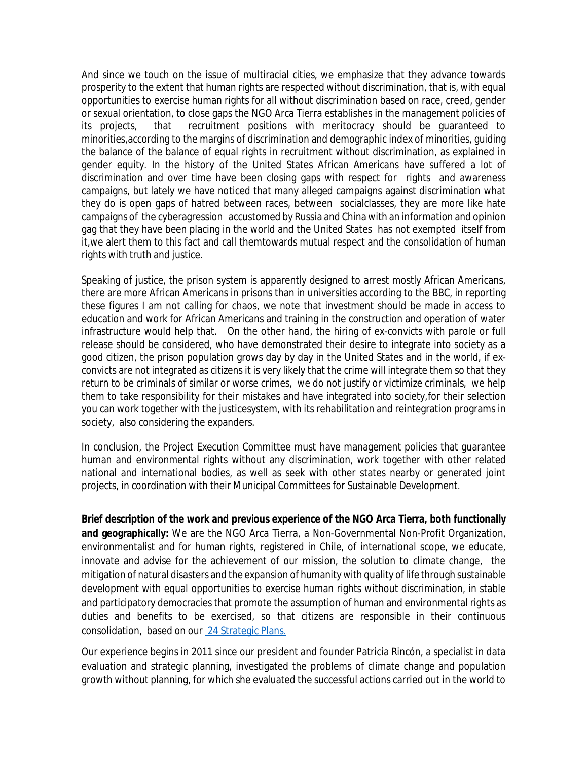And since we touch on the issue of multiracial cities, we emphasize that they advance towards prosperity to the extent that human rights are respected without discrimination, that is, with equal opportunities to exercise human rights for all without discrimination based on race, creed, gender or sexual orientation, to close gaps the NGO Arca Tierra establishes in the management policies of its projects, that recruitment positions with meritocracy should be guaranteed to minorities,according to the margins of discrimination and demographic index of minorities, guiding the balance of the balance of equal rights in recruitment without discrimination, as explained in gender equity. In the history of the United States African Americans have suffered a lot of discrimination and over time have been closing gaps with respect for rights and awareness campaigns, but lately we have noticed that many alleged campaigns against discrimination what they do is open gaps of hatred between races, between socialclasses, they are more like hate campaigns of the cyberagression accustomed by Russia and China with an information and opinion gag that they have been placing in the world and the United States has not exempted itself from it,we alert them to this fact and call themtowards mutual respect and the consolidation of human rights with truth and justice.

Speaking of justice, the prison system is apparently designed to arrest mostly African Americans, there are more African Americans in prisons than in universities according to the BBC, in reporting these figures I am not calling for chaos, we note that investment should be made in access to education and work for African Americans and training in the construction and operation of water infrastructure would help that. On the other hand, the hiring of ex-convicts with parole or full release should be considered, who have demonstrated their desire to integrate into society as a good citizen, the prison population grows day by day in the United States and in the world, if ex-convicts are not integrated as citizens it is very likely that the crime will integrate them so that they return to be criminals of similar or worse crimes, we do not justify or victimize criminals, we help them to take responsibility for their mistakes and have integrated into society,for their selection you can work together with the justicesystem, with its rehabilitation and reintegration programs in society, also considering the expanders.

In conclusion, the Project Execution Committee must have management policies that guarantee human and environmental rights without any discrimination, work together with other related national and international bodies, as well as seek with other states nearby or generated joint projects, in coordination with their Municipal Committees for Sustainable Development.

**Brief description of the work and previous experience of the NGO Arca Tierra, both functionally and geographically:** We are the NGO Arca Tierra, a Non-Governmental Non-Profit Organization, environmentalist and for human rights, registered in Chile, of international scope, we educate, innovate and advise for the achievement of our mission, the solution to climate change, the mitigation of natural disasters and the expansion of humanity with quality of life through sustainable development with equal opportunities to exercise human rights without discrimination, in stable and participatory democracies that promote the assumption of human and environmental rights as duties and benefits to be exercised, so that citizens are responsible in their continuous consolidation, based on our 24 Strategic Plans.

Our experience begins in 2011 since our president and founder Patricia Rincón, a specialist in data evaluation and strategic planning, investigated the problems of climate change and population growth without planning, for which she evaluated the successful actions carried out in the world to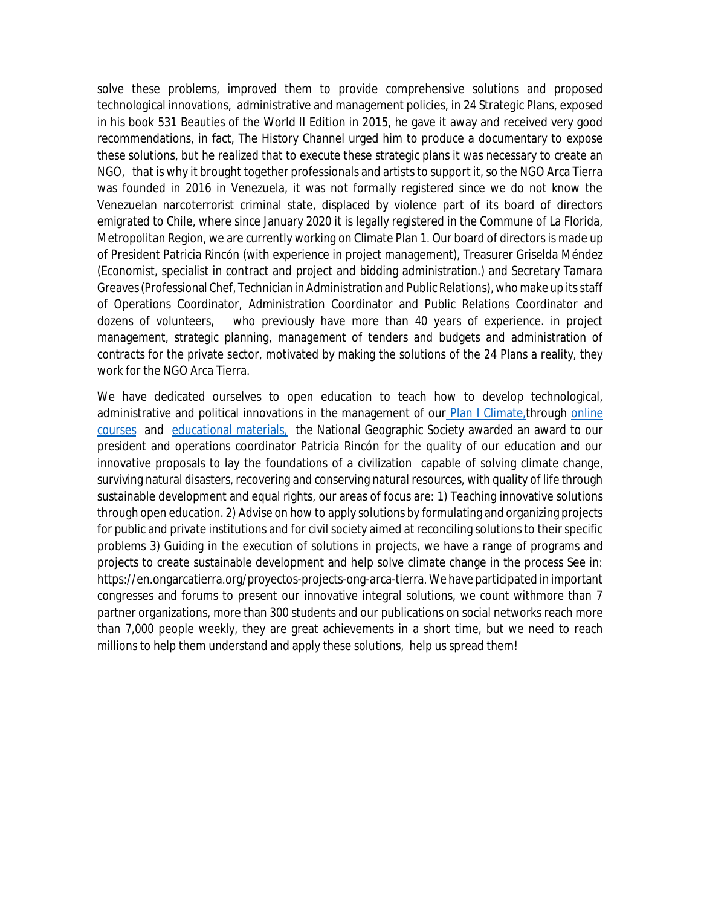solve these problems, improved them to provide comprehensive solutions and proposed technological innovations, administrative and management policies, in 24 Strategic Plans, exposed in his book 531 Beauties of the World II Edition in 2015, he gave it away and received very good recommendations, in fact, The History Channel urged him to produce a documentary to expose these solutions, but he realized that to execute these strategic plans it was necessary to create an NGO, that is why it brought together professionals and artists to support it, so the NGO Arca Tierra was founded in 2016 in Venezuela, it was not formally registered since we do not know the Venezuelan narcoterrorist criminal state, displaced by violence part of its board of directors emigrated to Chile, where since January 2020 it is legally registered in the Commune of La Florida, Metropolitan Region, we are currently working on Climate Plan 1. Our board of directors is made up of President Patricia Rincón (with experience in project management), Treasurer Griselda Méndez (Economist, specialist in contract and project and bidding administration.) and Secretary Tamara Greaves (Professional Chef, Technician in Administration and Public Relations), who make up its staff of Operations Coordinator, Administration Coordinator and Public Relations Coordinator and dozens of volunteers, who previously have more than 40 years of experience. in project management, strategic planning, management of tenders and budgets and administration of contracts for the private sector, motivated by making the solutions of the 24 Plans a reality, they work for the NGO Arca Tierra.

We have dedicated ourselves to open education to teach how to develop technological, administrative and political innovations in the management of our Plan I Climate, through online courses and educational materials, the National Geographic Society awarded an award to our president and operations coordinator Patricia Rincón for the quality of our education and our innovative proposals to lay the foundations of a civilization capable of solving climate change, surviving natural disasters, recovering and conserving natural resources, with quality of life through sustainable development and equal rights, our areas of focus are: 1) Teaching innovative solutions through open education. 2) Advise on how to apply solutions by formulating and organizing projects for public and private institutions and for civil society aimed at reconciling solutions to their specific problems 3) Guiding in the execution of solutions in projects, we have a range of programs and projects to create sustainable development and help solve climate change in the process See in: https://en.ongarcatierra.org/proyectos-projects-ong-arca-tierra. We have participated in important congresses and forums to present our innovative integral solutions, we count withmore than 7 partner organizations, more than 300 students and our publications on social networks reach more than 7,000 people weekly, they are great achievements in a short time, but we need to reach millions to help them understand and apply these solutions, help us spread them!